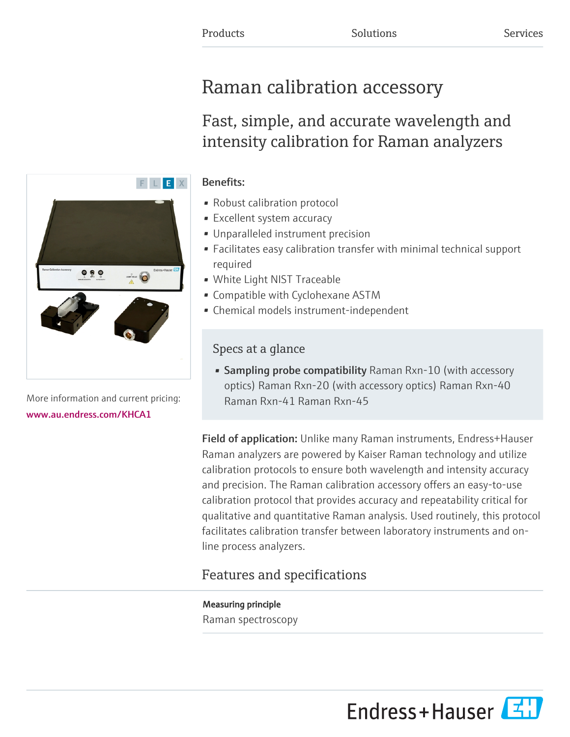Products Solutions Services

# Raman calibration accessory

## Fast, simple, and accurate wavelength and intensity calibration for Raman analyzers

More information and current pricing:
www.au.endress.com/KHCA1

**Benefits:**

- Robust calibration protocol
- Excellent system accuracy
- Unparalleled instrument precision
- Facilitates easy calibration transfer with minimal technical support required
- White Light NIST Traceable
- Compatible with Cyclohexane ASTM
- Chemical models instrument-independent

### Specs at a glance

- **Sampling probe compatibility** Raman Rxn-10 (with accessory optics) Raman Rxn-20 (with accessory optics) Raman Rxn-40 Raman Rxn-41 Raman Rxn-45

**Field of application:** Unlike many Raman instruments, Endress+Hauser Raman analyzers are powered by Kaiser Raman technology and utilize calibration protocols to ensure both wavelength and intensity accuracy and precision. The Raman calibration accessory offers an easy-to-use calibration protocol that provides accuracy and repeatability critical for qualitative and quantitative Raman analysis. Used routinely, this protocol facilitates calibration transfer between laboratory instruments and on-line process analyzers.

## Features and specifications

**Measuring principle**

Raman spectroscopy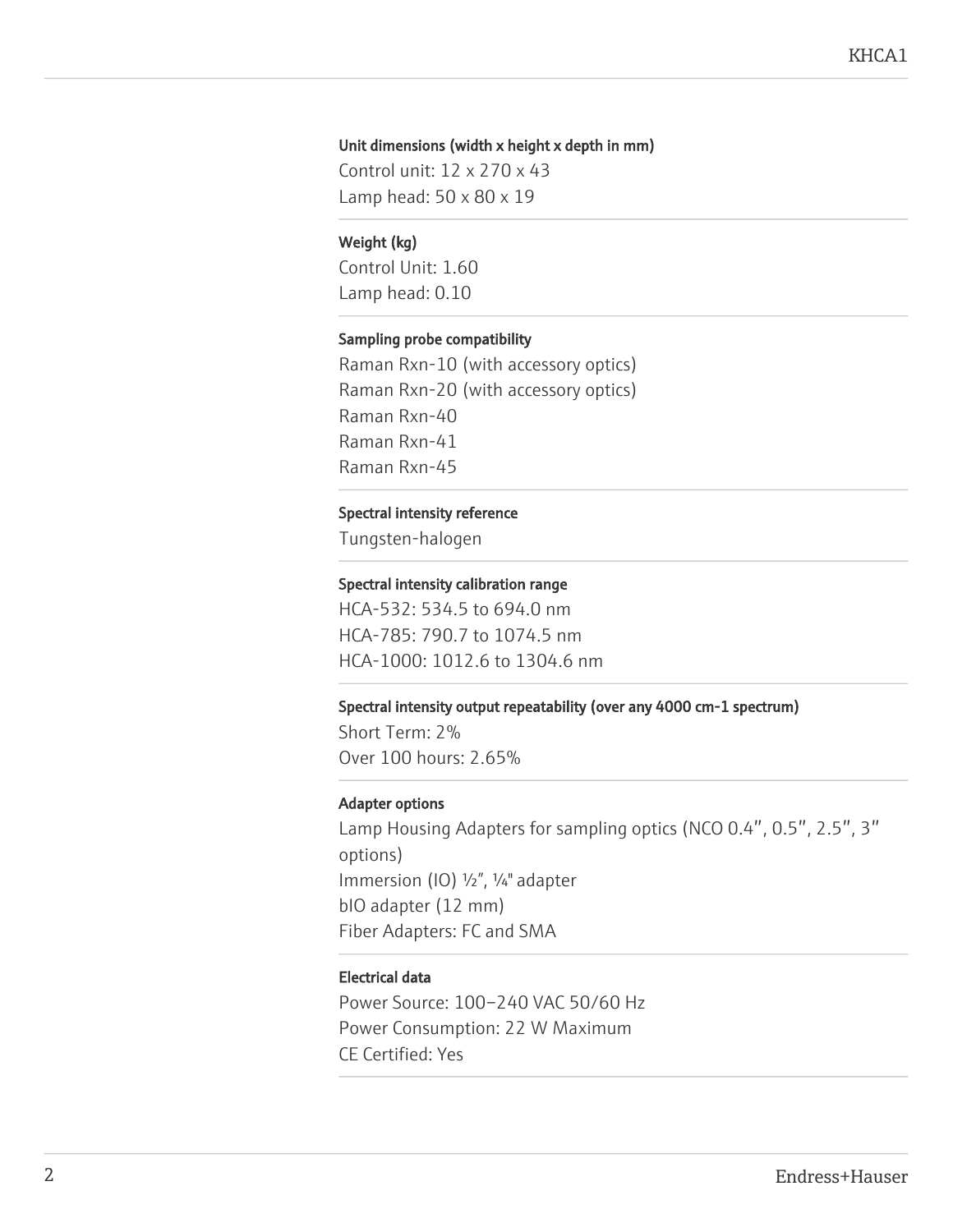#### Unit dimensions (width x height x depth in mm)

Control unit: 12 x 270 x 43
Lamp head: 50 x 80 x 19

#### Weight (kg)

Control Unit: 1.60
Lamp head: 0.10

#### Sampling probe compatibility

Raman Rxn-10 (with accessory optics)
Raman Rxn-20 (with accessory optics)
Raman Rxn-40
Raman Rxn-41
Raman Rxn-45

#### Spectral intensity reference

Tungsten-halogen

#### Spectral intensity calibration range

HCA-532: 534.5 to 694.0 nm
HCA-785: 790.7 to 1074.5 nm
HCA-1000: 1012.6 to 1304.6 nm

#### Spectral intensity output repeatability (over any 4000 cm-1 spectrum)

Short Term: 2%
Over 100 hours: 2.65%

#### Adapter options

Lamp Housing Adapters for sampling optics (NCO 0.4", 0.5", 2.5", 3" options)
Immersion (IO) ½", ¼" adapter
bIO adapter (12 mm)
Fiber Adapters: FC and SMA

#### Electrical data

Power Source: 100–240 VAC 50/60 Hz
Power Consumption: 22 W Maximum
CE Certified: Yes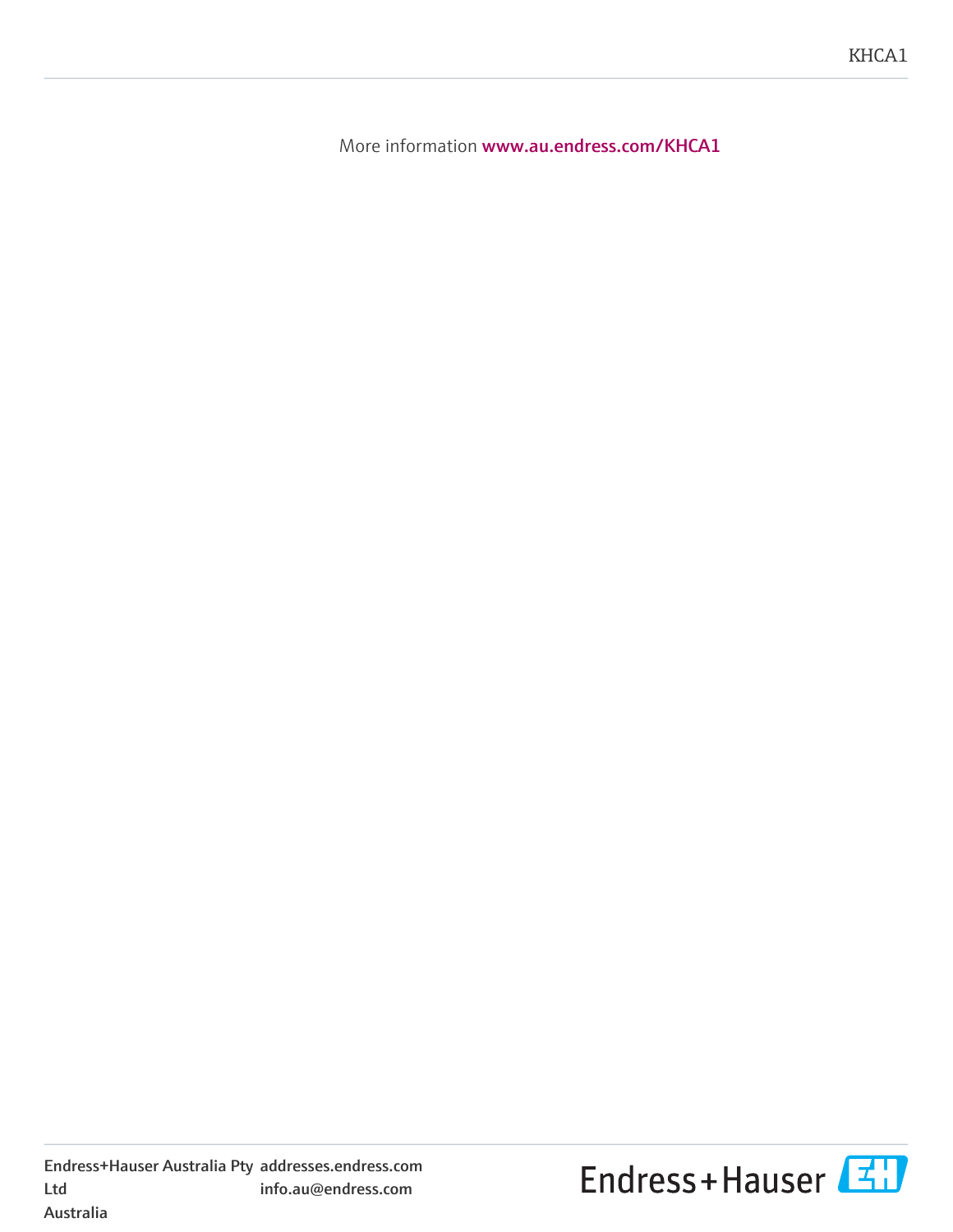More information **www.au.endress.com/KHCA1**

Endress+Hauser Australia Pty Ltd
Australia

addresses.endress.com
info.au@endress.com

Endress+Hauser